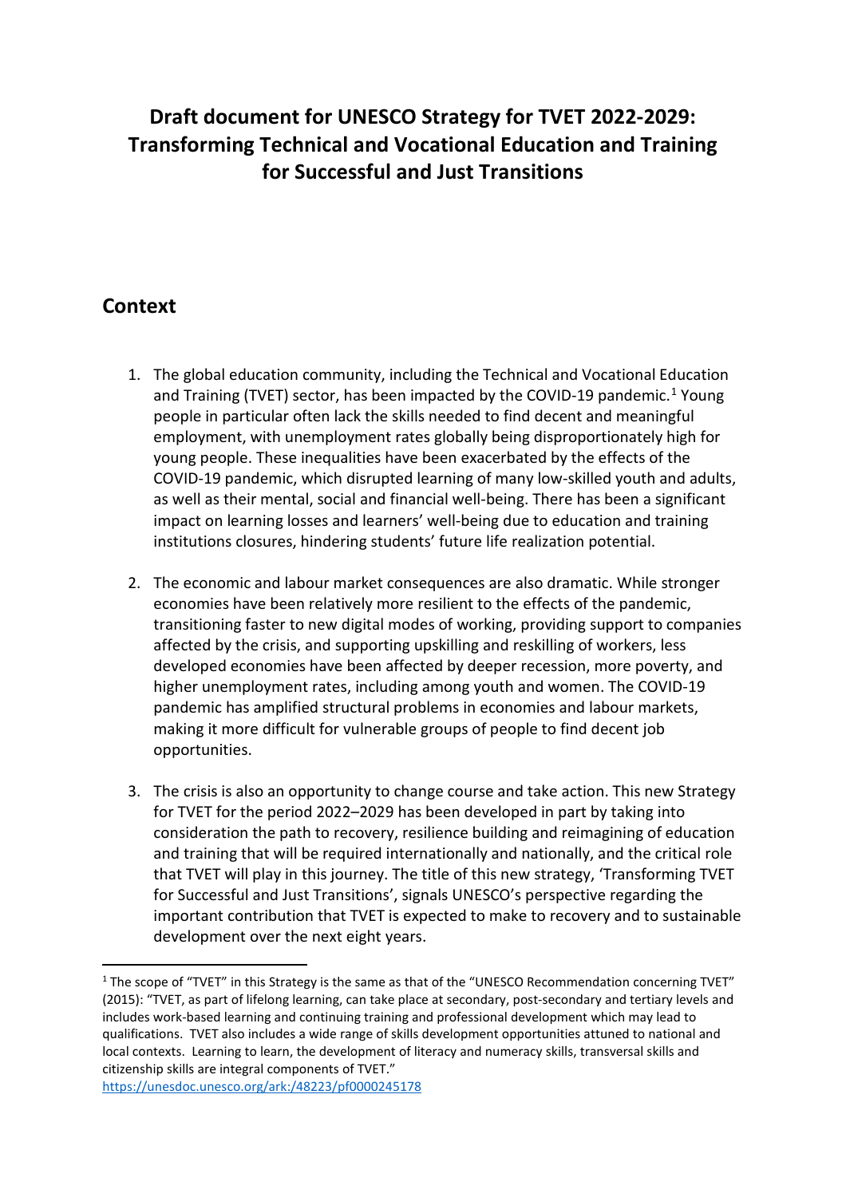# Draft document for UNESCO Strategy for TVET 2022-2029: Transforming Technical and Vocational Education and Training for Successful and Just Transitions

## Context

1. The global education community, including the Technical and Vocational Education and Training (TVET) sector, has been impacted by the COVID-19 pandemic.[1] Young people in particular often lack the skills needed to find decent and meaningful employment, with unemployment rates globally being disproportionately high for young people. These inequalities have been exacerbated by the effects of the COVID-19 pandemic, which disrupted learning of many low-skilled youth and adults, as well as their mental, social and financial well-being. There has been a significant impact on learning losses and learners' well-being due to education and training institutions closures, hindering students' future life realization potential.

2. The economic and labour market consequences are also dramatic. While stronger economies have been relatively more resilient to the effects of the pandemic, transitioning faster to new digital modes of working, providing support to companies affected by the crisis, and supporting upskilling and reskilling of workers, less developed economies have been affected by deeper recession, more poverty, and higher unemployment rates, including among youth and women. The COVID-19 pandemic has amplified structural problems in economies and labour markets, making it more difficult for vulnerable groups of people to find decent job opportunities.

3. The crisis is also an opportunity to change course and take action. This new Strategy for TVET for the period 2022–2029 has been developed in part by taking into consideration the path to recovery, resilience building and reimagining of education and training that will be required internationally and nationally, and the critical role that TVET will play in this journey. The title of this new strategy, 'Transforming TVET for Successful and Just Transitions', signals UNESCO's perspective regarding the important contribution that TVET is expected to make to recovery and to sustainable development over the next eight years.

---

[1] The scope of "TVET" in this Strategy is the same as that of the "UNESCO Recommendation concerning TVET" (2015): "TVET, as part of lifelong learning, can take place at secondary, post-secondary and tertiary levels and includes work-based learning and continuing training and professional development which may lead to qualifications. TVET also includes a wide range of skills development opportunities attuned to national and local contexts. Learning to learn, the development of literacy and numeracy skills, transversal skills and citizenship skills are integral components of TVET."
https://unesdoc.unesco.org/ark:/48223/pf0000245178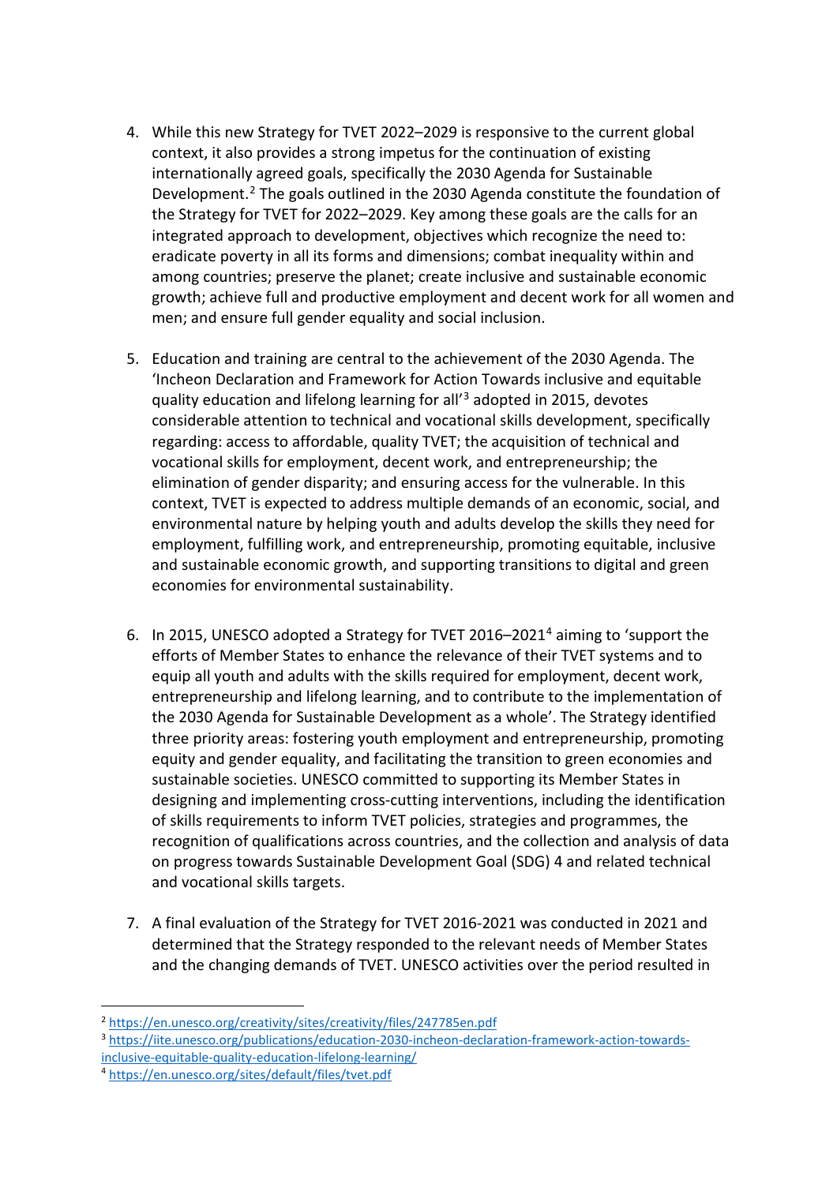4. While this new Strategy for TVET 2022–2029 is responsive to the current global context, it also provides a strong impetus for the continuation of existing internationally agreed goals, specifically the 2030 Agenda for Sustainable Development.[2] The goals outlined in the 2030 Agenda constitute the foundation of the Strategy for TVET for 2022–2029. Key among these goals are the calls for an integrated approach to development, objectives which recognize the need to: eradicate poverty in all its forms and dimensions; combat inequality within and among countries; preserve the planet; create inclusive and sustainable economic growth; achieve full and productive employment and decent work for all women and men; and ensure full gender equality and social inclusion.

5. Education and training are central to the achievement of the 2030 Agenda. The 'Incheon Declaration and Framework for Action Towards inclusive and equitable quality education and lifelong learning for all'[3] adopted in 2015, devotes considerable attention to technical and vocational skills development, specifically regarding: access to affordable, quality TVET; the acquisition of technical and vocational skills for employment, decent work, and entrepreneurship; the elimination of gender disparity; and ensuring access for the vulnerable. In this context, TVET is expected to address multiple demands of an economic, social, and environmental nature by helping youth and adults develop the skills they need for employment, fulfilling work, and entrepreneurship, promoting equitable, inclusive and sustainable economic growth, and supporting transitions to digital and green economies for environmental sustainability.

6. In 2015, UNESCO adopted a Strategy for TVET 2016–2021[4] aiming to 'support the efforts of Member States to enhance the relevance of their TVET systems and to equip all youth and adults with the skills required for employment, decent work, entrepreneurship and lifelong learning, and to contribute to the implementation of the 2030 Agenda for Sustainable Development as a whole'. The Strategy identified three priority areas: fostering youth employment and entrepreneurship, promoting equity and gender equality, and facilitating the transition to green economies and sustainable societies. UNESCO committed to supporting its Member States in designing and implementing cross-cutting interventions, including the identification of skills requirements to inform TVET policies, strategies and programmes, the recognition of qualifications across countries, and the collection and analysis of data on progress towards Sustainable Development Goal (SDG) 4 and related technical and vocational skills targets.

7. A final evaluation of the Strategy for TVET 2016-2021 was conducted in 2021 and determined that the Strategy responded to the relevant needs of Member States and the changing demands of TVET. UNESCO activities over the period resulted in

---

[2] https://en.unesco.org/creativity/sites/creativity/files/247785en.pdf

[3] https://iite.unesco.org/publications/education-2030-incheon-declaration-framework-action-towards-inclusive-equitable-quality-education-lifelong-learning/

[4] https://en.unesco.org/sites/default/files/tvet.pdf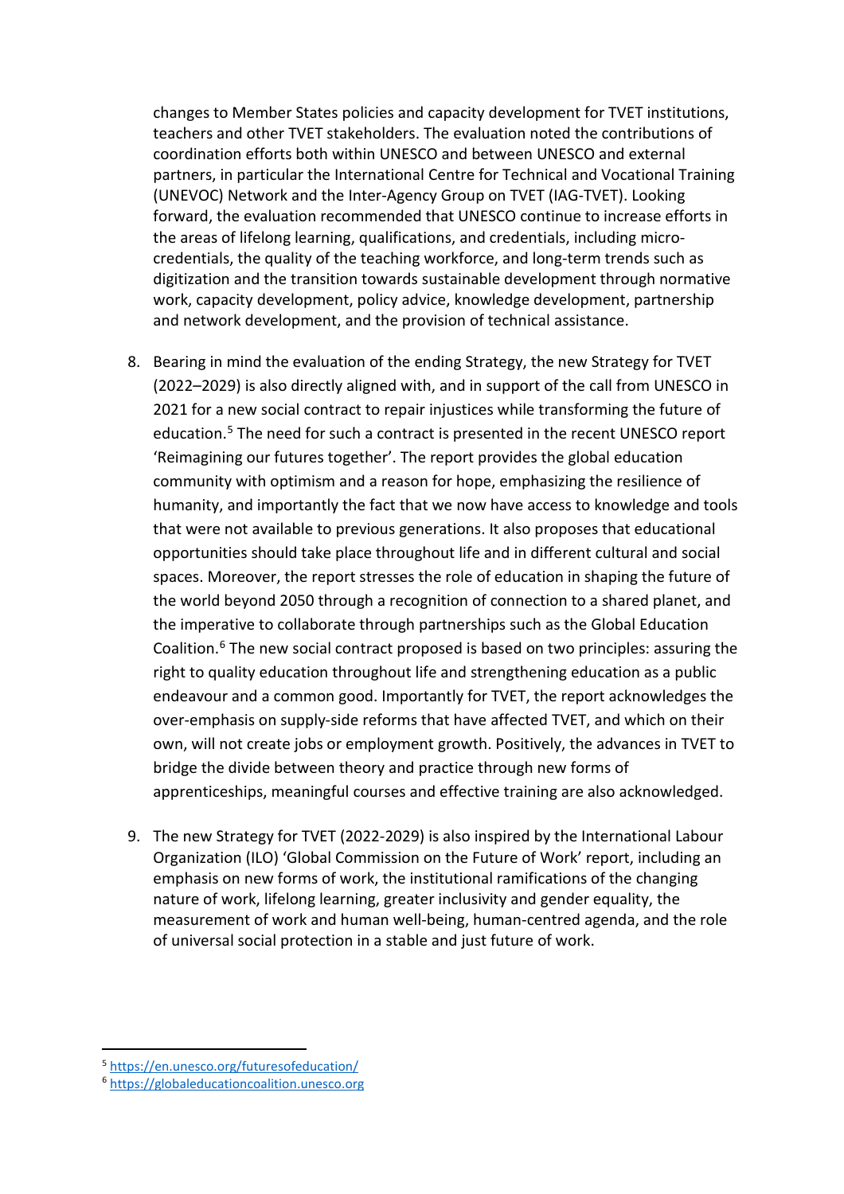changes to Member States policies and capacity development for TVET institutions, teachers and other TVET stakeholders. The evaluation noted the contributions of coordination efforts both within UNESCO and between UNESCO and external partners, in particular the International Centre for Technical and Vocational Training (UNEVOC) Network and the Inter-Agency Group on TVET (IAG-TVET). Looking forward, the evaluation recommended that UNESCO continue to increase efforts in the areas of lifelong learning, qualifications, and credentials, including micro-credentials, the quality of the teaching workforce, and long-term trends such as digitization and the transition towards sustainable development through normative work, capacity development, policy advice, knowledge development, partnership and network development, and the provision of technical assistance.

8. Bearing in mind the evaluation of the ending Strategy, the new Strategy for TVET (2022–2029) is also directly aligned with, and in support of the call from UNESCO in 2021 for a new social contract to repair injustices while transforming the future of education.[5] The need for such a contract is presented in the recent UNESCO report 'Reimagining our futures together'. The report provides the global education community with optimism and a reason for hope, emphasizing the resilience of humanity, and importantly the fact that we now have access to knowledge and tools that were not available to previous generations. It also proposes that educational opportunities should take place throughout life and in different cultural and social spaces. Moreover, the report stresses the role of education in shaping the future of the world beyond 2050 through a recognition of connection to a shared planet, and the imperative to collaborate through partnerships such as the Global Education Coalition.[6] The new social contract proposed is based on two principles: assuring the right to quality education throughout life and strengthening education as a public endeavour and a common good. Importantly for TVET, the report acknowledges the over-emphasis on supply-side reforms that have affected TVET, and which on their own, will not create jobs or employment growth. Positively, the advances in TVET to bridge the divide between theory and practice through new forms of apprenticeships, meaningful courses and effective training are also acknowledged.

9. The new Strategy for TVET (2022-2029) is also inspired by the International Labour Organization (ILO) 'Global Commission on the Future of Work' report, including an emphasis on new forms of work, the institutional ramifications of the changing nature of work, lifelong learning, greater inclusivity and gender equality, the measurement of work and human well-being, human-centred agenda, and the role of universal social protection in a stable and just future of work.

---

[5] https://en.unesco.org/futuresofeducation/

[6] https://globaleducationcoalition.unesco.org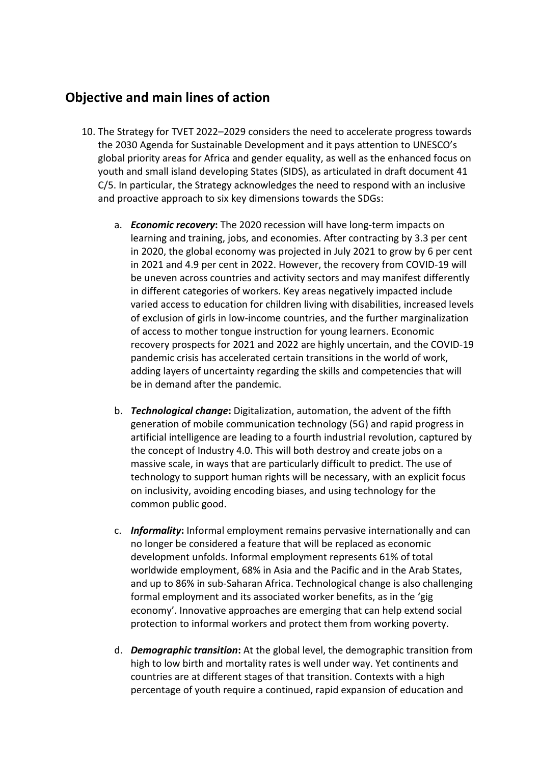## Objective and main lines of action

10. The Strategy for TVET 2022–2029 considers the need to accelerate progress towards the 2030 Agenda for Sustainable Development and it pays attention to UNESCO's global priority areas for Africa and gender equality, as well as the enhanced focus on youth and small island developing States (SIDS), as articulated in draft document 41 C/5. In particular, the Strategy acknowledges the need to respond with an inclusive and proactive approach to six key dimensions towards the SDGs:

    a. ***Economic recovery*:** The 2020 recession will have long-term impacts on learning and training, jobs, and economies. After contracting by 3.3 per cent in 2020, the global economy was projected in July 2021 to grow by 6 per cent in 2021 and 4.9 per cent in 2022. However, the recovery from COVID-19 will be uneven across countries and activity sectors and may manifest differently in different categories of workers. Key areas negatively impacted include varied access to education for children living with disabilities, increased levels of exclusion of girls in low-income countries, and the further marginalization of access to mother tongue instruction for young learners. Economic recovery prospects for 2021 and 2022 are highly uncertain, and the COVID-19 pandemic crisis has accelerated certain transitions in the world of work, adding layers of uncertainty regarding the skills and competencies that will be in demand after the pandemic.

    b. ***Technological change*:** Digitalization, automation, the advent of the fifth generation of mobile communication technology (5G) and rapid progress in artificial intelligence are leading to a fourth industrial revolution, captured by the concept of Industry 4.0. This will both destroy and create jobs on a massive scale, in ways that are particularly difficult to predict. The use of technology to support human rights will be necessary, with an explicit focus on inclusivity, avoiding encoding biases, and using technology for the common public good.

    c. ***Informality*:** Informal employment remains pervasive internationally and can no longer be considered a feature that will be replaced as economic development unfolds. Informal employment represents 61% of total worldwide employment, 68% in Asia and the Pacific and in the Arab States, and up to 86% in sub-Saharan Africa. Technological change is also challenging formal employment and its associated worker benefits, as in the 'gig economy'. Innovative approaches are emerging that can help extend social protection to informal workers and protect them from working poverty.

    d. ***Demographic transition*:** At the global level, the demographic transition from high to low birth and mortality rates is well under way. Yet continents and countries are at different stages of that transition. Contexts with a high percentage of youth require a continued, rapid expansion of education and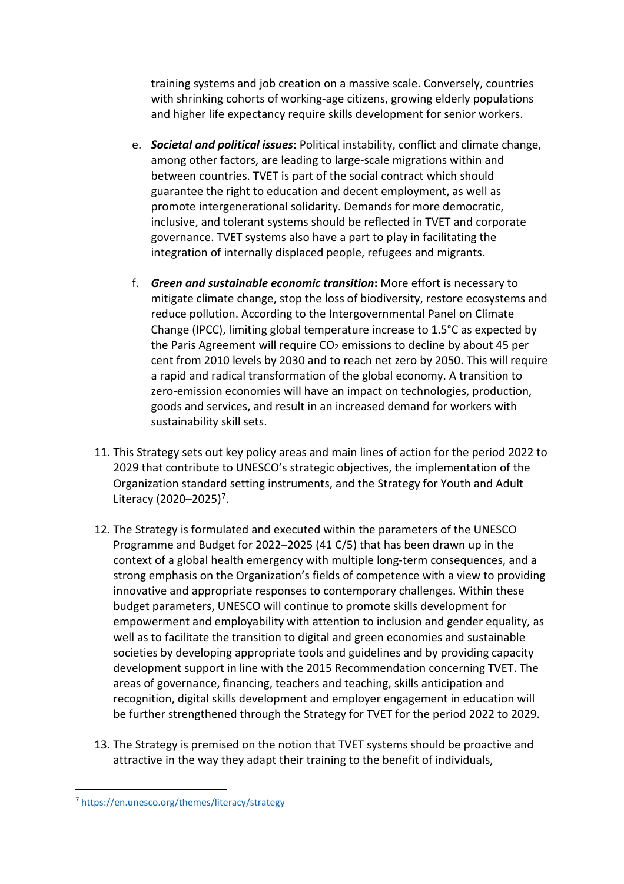training systems and job creation on a massive scale. Conversely, countries with shrinking cohorts of working-age citizens, growing elderly populations and higher life expectancy require skills development for senior workers.

e. ***Societal and political issues*:** Political instability, conflict and climate change, among other factors, are leading to large-scale migrations within and between countries. TVET is part of the social contract which should guarantee the right to education and decent employment, as well as promote intergenerational solidarity. Demands for more democratic, inclusive, and tolerant systems should be reflected in TVET and corporate governance. TVET systems also have a part to play in facilitating the integration of internally displaced people, refugees and migrants.

f. ***Green and sustainable economic transition*:** More effort is necessary to mitigate climate change, stop the loss of biodiversity, restore ecosystems and reduce pollution. According to the Intergovernmental Panel on Climate Change (IPCC), limiting global temperature increase to 1.5°C as expected by the Paris Agreement will require $CO_2$ emissions to decline by about 45 per cent from 2010 levels by 2030 and to reach net zero by 2050. This will require a rapid and radical transformation of the global economy. A transition to zero-emission economies will have an impact on technologies, production, goods and services, and result in an increased demand for workers with sustainability skill sets.

11. This Strategy sets out key policy areas and main lines of action for the period 2022 to 2029 that contribute to UNESCO's strategic objectives, the implementation of the Organization standard setting instruments, and the Strategy for Youth and Adult Literacy (2020–2025)[7].

12. The Strategy is formulated and executed within the parameters of the UNESCO Programme and Budget for 2022–2025 (41 C/5) that has been drawn up in the context of a global health emergency with multiple long-term consequences, and a strong emphasis on the Organization's fields of competence with a view to providing innovative and appropriate responses to contemporary challenges. Within these budget parameters, UNESCO will continue to promote skills development for empowerment and employability with attention to inclusion and gender equality, as well as to facilitate the transition to digital and green economies and sustainable societies by developing appropriate tools and guidelines and by providing capacity development support in line with the 2015 Recommendation concerning TVET. The areas of governance, financing, teachers and teaching, skills anticipation and recognition, digital skills development and employer engagement in education will be further strengthened through the Strategy for TVET for the period 2022 to 2029.

13. The Strategy is premised on the notion that TVET systems should be proactive and attractive in the way they adapt their training to the benefit of individuals,

---

[7] https://en.unesco.org/themes/literacy/strategy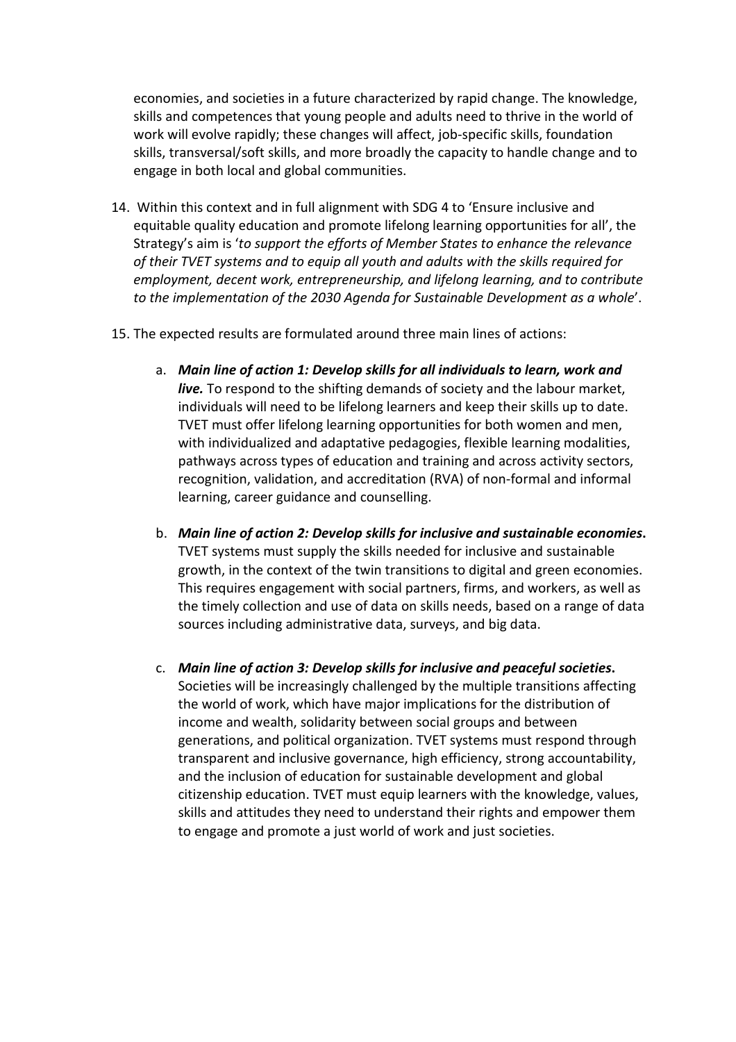economies, and societies in a future characterized by rapid change. The knowledge, skills and competences that young people and adults need to thrive in the world of work will evolve rapidly; these changes will affect, job-specific skills, foundation skills, transversal/soft skills, and more broadly the capacity to handle change and to engage in both local and global communities.

14. Within this context and in full alignment with SDG 4 to 'Ensure inclusive and equitable quality education and promote lifelong learning opportunities for all', the Strategy's aim is '*to support the efforts of Member States to enhance the relevance of their TVET systems and to equip all youth and adults with the skills required for employment, decent work, entrepreneurship, and lifelong learning, and to contribute to the implementation of the 2030 Agenda for Sustainable Development as a whole*'.

15. The expected results are formulated around three main lines of actions:

    a. ***Main line of action 1: Develop skills for all individuals to learn, work and live.*** To respond to the shifting demands of society and the labour market, individuals will need to be lifelong learners and keep their skills up to date. TVET must offer lifelong learning opportunities for both women and men, with individualized and adaptative pedagogies, flexible learning modalities, pathways across types of education and training and across activity sectors, recognition, validation, and accreditation (RVA) of non-formal and informal learning, career guidance and counselling.

    b. ***Main line of action 2: Develop skills for inclusive and sustainable economies*.** TVET systems must supply the skills needed for inclusive and sustainable growth, in the context of the twin transitions to digital and green economies. This requires engagement with social partners, firms, and workers, as well as the timely collection and use of data on skills needs, based on a range of data sources including administrative data, surveys, and big data.

    c. ***Main line of action 3: Develop skills for inclusive and peaceful societies*.** Societies will be increasingly challenged by the multiple transitions affecting the world of work, which have major implications for the distribution of income and wealth, solidarity between social groups and between generations, and political organization. TVET systems must respond through transparent and inclusive governance, high efficiency, strong accountability, and the inclusion of education for sustainable development and global citizenship education. TVET must equip learners with the knowledge, values, skills and attitudes they need to understand their rights and empower them to engage and promote a just world of work and just societies.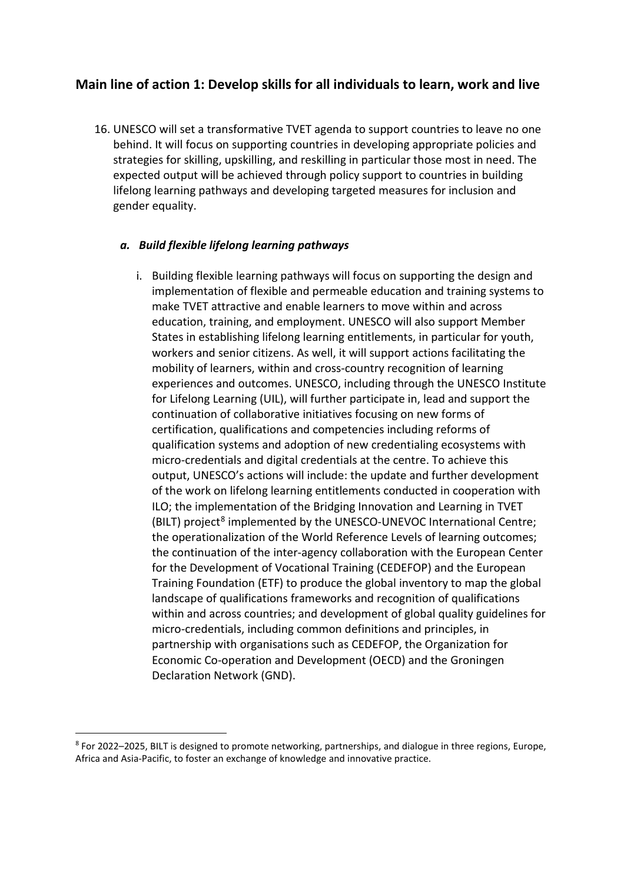## Main line of action 1: Develop skills for all individuals to learn, work and live

16. UNESCO will set a transformative TVET agenda to support countries to leave no one behind. It will focus on supporting countries in developing appropriate policies and strategies for skilling, upskilling, and reskilling in particular those most in need. The expected output will be achieved through policy support to countries in building lifelong learning pathways and developing targeted measures for inclusion and gender equality.

### *a. Build flexible lifelong learning pathways*

i. Building flexible learning pathways will focus on supporting the design and implementation of flexible and permeable education and training systems to make TVET attractive and enable learners to move within and across education, training, and employment. UNESCO will also support Member States in establishing lifelong learning entitlements, in particular for youth, workers and senior citizens. As well, it will support actions facilitating the mobility of learners, within and cross-country recognition of learning experiences and outcomes. UNESCO, including through the UNESCO Institute for Lifelong Learning (UIL), will further participate in, lead and support the continuation of collaborative initiatives focusing on new forms of certification, qualifications and competencies including reforms of qualification systems and adoption of new credentialing ecosystems with micro-credentials and digital credentials at the centre. To achieve this output, UNESCO's actions will include: the update and further development of the work on lifelong learning entitlements conducted in cooperation with ILO; the implementation of the Bridging Innovation and Learning in TVET (BILT) project[8] implemented by the UNESCO-UNEVOC International Centre; the operationalization of the World Reference Levels of learning outcomes; the continuation of the inter-agency collaboration with the European Center for the Development of Vocational Training (CEDEFOP) and the European Training Foundation (ETF) to produce the global inventory to map the global landscape of qualifications frameworks and recognition of qualifications within and across countries; and development of global quality guidelines for micro-credentials, including common definitions and principles, in partnership with organisations such as CEDEFOP, the Organization for Economic Co-operation and Development (OECD) and the Groningen Declaration Network (GND).

---

[8] For 2022–2025, BILT is designed to promote networking, partnerships, and dialogue in three regions, Europe, Africa and Asia-Pacific, to foster an exchange of knowledge and innovative practice.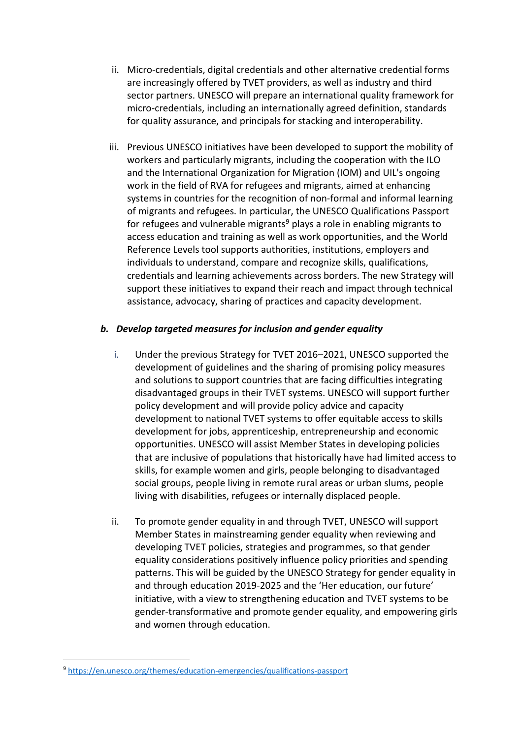ii. Micro-credentials, digital credentials and other alternative credential forms are increasingly offered by TVET providers, as well as industry and third sector partners. UNESCO will prepare an international quality framework for micro-credentials, including an internationally agreed definition, standards for quality assurance, and principals for stacking and interoperability.

iii. Previous UNESCO initiatives have been developed to support the mobility of workers and particularly migrants, including the cooperation with the ILO and the International Organization for Migration (IOM) and UIL's ongoing work in the field of RVA for refugees and migrants, aimed at enhancing systems in countries for the recognition of non-formal and informal learning of migrants and refugees. In particular, the UNESCO Qualifications Passport for refugees and vulnerable migrants[9] plays a role in enabling migrants to access education and training as well as work opportunities, and the World Reference Levels tool supports authorities, institutions, employers and individuals to understand, compare and recognize skills, qualifications, credentials and learning achievements across borders. The new Strategy will support these initiatives to expand their reach and impact through technical assistance, advocacy, sharing of practices and capacity development.

***b. Develop targeted measures for inclusion and gender equality***

i. Under the previous Strategy for TVET 2016–2021, UNESCO supported the development of guidelines and the sharing of promising policy measures and solutions to support countries that are facing difficulties integrating disadvantaged groups in their TVET systems. UNESCO will support further policy development and will provide policy advice and capacity development to national TVET systems to offer equitable access to skills development for jobs, apprenticeship, entrepreneurship and economic opportunities. UNESCO will assist Member States in developing policies that are inclusive of populations that historically have had limited access to skills, for example women and girls, people belonging to disadvantaged social groups, people living in remote rural areas or urban slums, people living with disabilities, refugees or internally displaced people.

ii. To promote gender equality in and through TVET, UNESCO will support Member States in mainstreaming gender equality when reviewing and developing TVET policies, strategies and programmes, so that gender equality considerations positively influence policy priorities and spending patterns. This will be guided by the UNESCO Strategy for gender equality in and through education 2019-2025 and the 'Her education, our future' initiative, with a view to strengthening education and TVET systems to be gender-transformative and promote gender equality, and empowering girls and women through education.

---

[9] https://en.unesco.org/themes/education-emergencies/qualifications-passport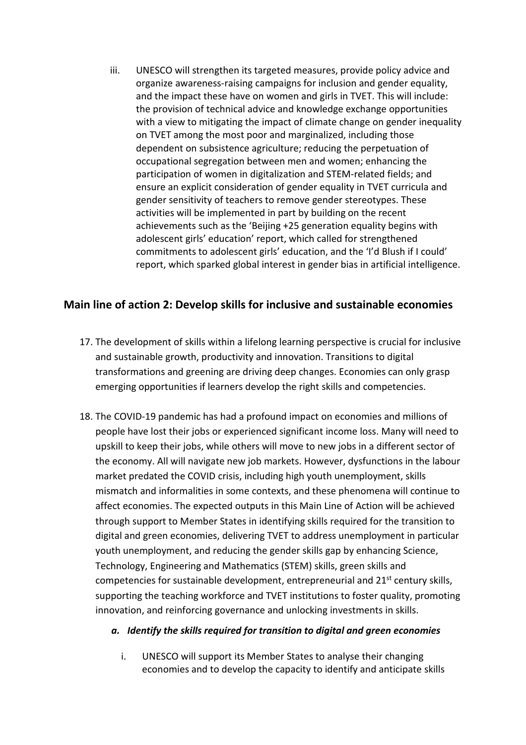iii. UNESCO will strengthen its targeted measures, provide policy advice and organize awareness-raising campaigns for inclusion and gender equality, and the impact these have on women and girls in TVET. This will include: the provision of technical advice and knowledge exchange opportunities with a view to mitigating the impact of climate change on gender inequality on TVET among the most poor and marginalized, including those dependent on subsistence agriculture; reducing the perpetuation of occupational segregation between men and women; enhancing the participation of women in digitalization and STEM-related fields; and ensure an explicit consideration of gender equality in TVET curricula and gender sensitivity of teachers to remove gender stereotypes. These activities will be implemented in part by building on the recent achievements such as the 'Beijing +25 generation equality begins with adolescent girls' education' report, which called for strengthened commitments to adolescent girls' education, and the 'I'd Blush if I could' report, which sparked global interest in gender bias in artificial intelligence.

## Main line of action 2: Develop skills for inclusive and sustainable economies

17. The development of skills within a lifelong learning perspective is crucial for inclusive and sustainable growth, productivity and innovation. Transitions to digital transformations and greening are driving deep changes. Economies can only grasp emerging opportunities if learners develop the right skills and competencies.

18. The COVID-19 pandemic has had a profound impact on economies and millions of people have lost their jobs or experienced significant income loss. Many will need to upskill to keep their jobs, while others will move to new jobs in a different sector of the economy. All will navigate new job markets. However, dysfunctions in the labour market predated the COVID crisis, including high youth unemployment, skills mismatch and informalities in some contexts, and these phenomena will continue to affect economies. The expected outputs in this Main Line of Action will be achieved through support to Member States in identifying skills required for the transition to digital and green economies, delivering TVET to address unemployment in particular youth unemployment, and reducing the gender skills gap by enhancing Science, Technology, Engineering and Mathematics (STEM) skills, green skills and competencies for sustainable development, entrepreneurial and 21st century skills, supporting the teaching workforce and TVET institutions to foster quality, promoting innovation, and reinforcing governance and unlocking investments in skills.

### *a. Identify the skills required for transition to digital and green economies*

i. UNESCO will support its Member States to analyse their changing economies and to develop the capacity to identify and anticipate skills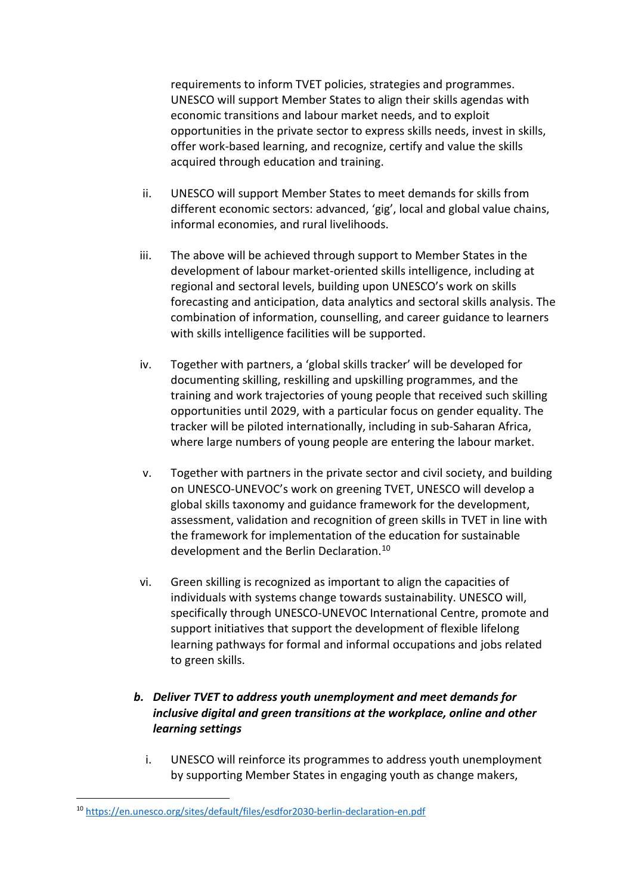requirements to inform TVET policies, strategies and programmes. UNESCO will support Member States to align their skills agendas with economic transitions and labour market needs, and to exploit opportunities in the private sector to express skills needs, invest in skills, offer work-based learning, and recognize, certify and value the skills acquired through education and training.

ii. UNESCO will support Member States to meet demands for skills from different economic sectors: advanced, 'gig', local and global value chains, informal economies, and rural livelihoods.

iii. The above will be achieved through support to Member States in the development of labour market-oriented skills intelligence, including at regional and sectoral levels, building upon UNESCO's work on skills forecasting and anticipation, data analytics and sectoral skills analysis. The combination of information, counselling, and career guidance to learners with skills intelligence facilities will be supported.

iv. Together with partners, a 'global skills tracker' will be developed for documenting skilling, reskilling and upskilling programmes, and the training and work trajectories of young people that received such skilling opportunities until 2029, with a particular focus on gender equality. The tracker will be piloted internationally, including in sub-Saharan Africa, where large numbers of young people are entering the labour market.

v. Together with partners in the private sector and civil society, and building on UNESCO-UNEVOC's work on greening TVET, UNESCO will develop a global skills taxonomy and guidance framework for the development, assessment, validation and recognition of green skills in TVET in line with the framework for implementation of the education for sustainable development and the Berlin Declaration.[10]

vi. Green skilling is recognized as important to align the capacities of individuals with systems change towards sustainability. UNESCO will, specifically through UNESCO-UNEVOC International Centre, promote and support initiatives that support the development of flexible lifelong learning pathways for formal and informal occupations and jobs related to green skills.

### *b. Deliver TVET to address youth unemployment and meet demands for inclusive digital and green transitions at the workplace, online and other learning settings*

i. UNESCO will reinforce its programmes to address youth unemployment by supporting Member States in engaging youth as change makers,

[10] https://en.unesco.org/sites/default/files/esdfor2030-berlin-declaration-en.pdf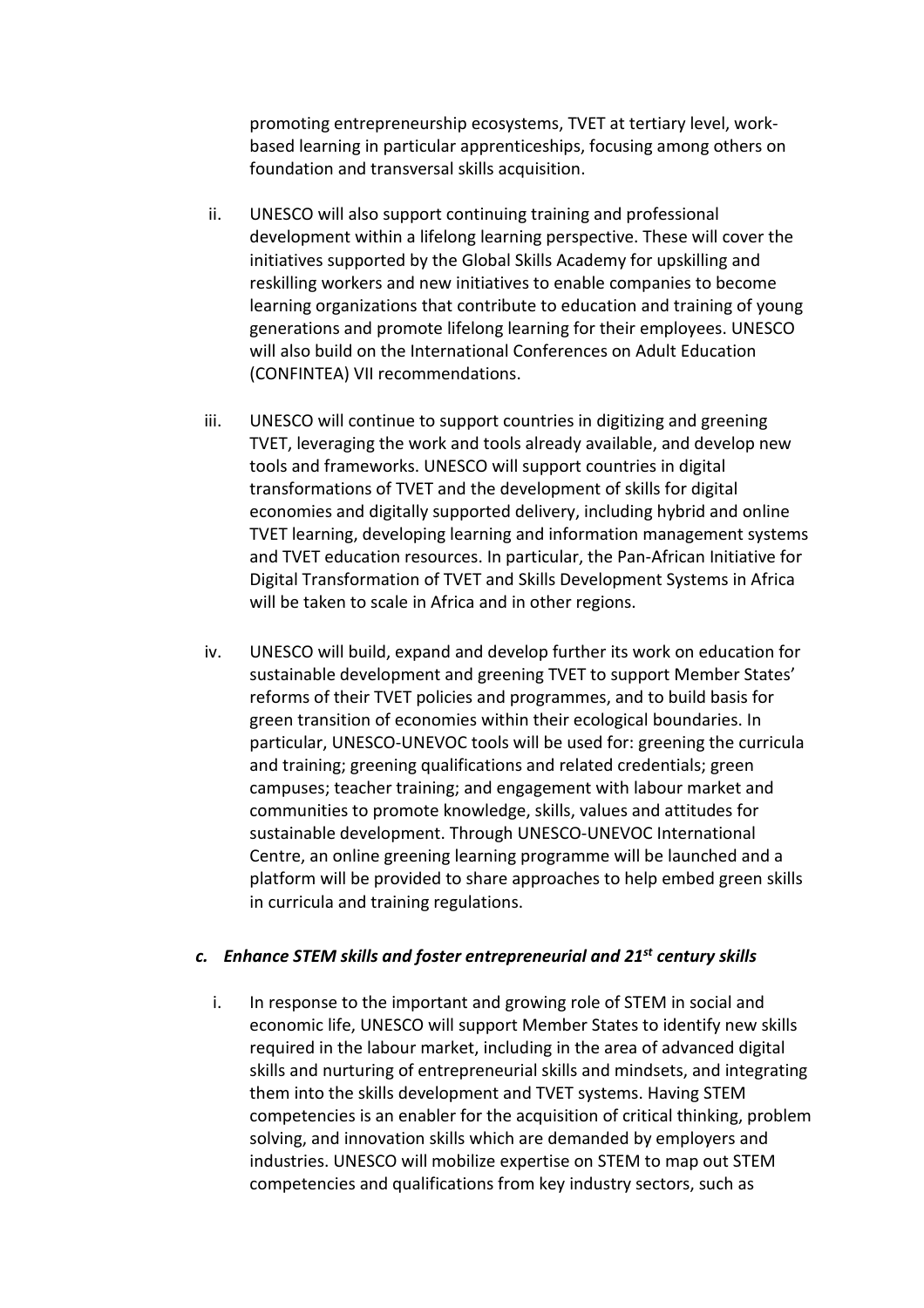promoting entrepreneurship ecosystems, TVET at tertiary level, work-based learning in particular apprenticeships, focusing among others on foundation and transversal skills acquisition.

ii. UNESCO will also support continuing training and professional development within a lifelong learning perspective. These will cover the initiatives supported by the Global Skills Academy for upskilling and reskilling workers and new initiatives to enable companies to become learning organizations that contribute to education and training of young generations and promote lifelong learning for their employees. UNESCO will also build on the International Conferences on Adult Education (CONFINTEA) VII recommendations.

iii. UNESCO will continue to support countries in digitizing and greening TVET, leveraging the work and tools already available, and develop new tools and frameworks. UNESCO will support countries in digital transformations of TVET and the development of skills for digital economies and digitally supported delivery, including hybrid and online TVET learning, developing learning and information management systems and TVET education resources. In particular, the Pan-African Initiative for Digital Transformation of TVET and Skills Development Systems in Africa will be taken to scale in Africa and in other regions.

iv. UNESCO will build, expand and develop further its work on education for sustainable development and greening TVET to support Member States' reforms of their TVET policies and programmes, and to build basis for green transition of economies within their ecological boundaries. In particular, UNESCO-UNEVOC tools will be used for: greening the curricula and training; greening qualifications and related credentials; green campuses; teacher training; and engagement with labour market and communities to promote knowledge, skills, values and attitudes for sustainable development. Through UNESCO-UNEVOC International Centre, an online greening learning programme will be launched and a platform will be provided to share approaches to help embed green skills in curricula and training regulations.

### *c. Enhance STEM skills and foster entrepreneurial and 21st century skills*

i. In response to the important and growing role of STEM in social and economic life, UNESCO will support Member States to identify new skills required in the labour market, including in the area of advanced digital skills and nurturing of entrepreneurial skills and mindsets, and integrating them into the skills development and TVET systems. Having STEM competencies is an enabler for the acquisition of critical thinking, problem solving, and innovation skills which are demanded by employers and industries. UNESCO will mobilize expertise on STEM to map out STEM competencies and qualifications from key industry sectors, such as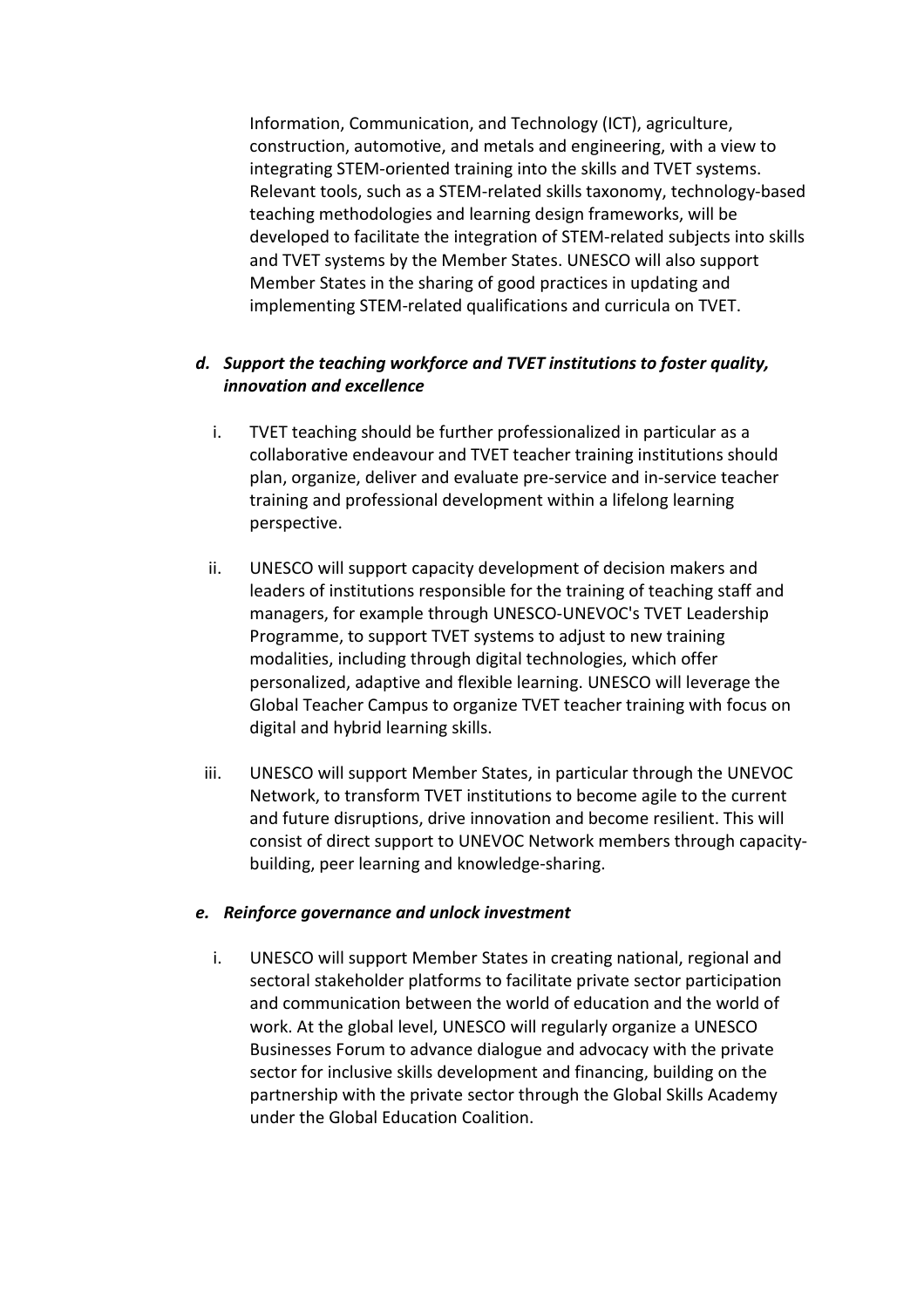Information, Communication, and Technology (ICT), agriculture, construction, automotive, and metals and engineering, with a view to integrating STEM-oriented training into the skills and TVET systems. Relevant tools, such as a STEM-related skills taxonomy, technology-based teaching methodologies and learning design frameworks, will be developed to facilitate the integration of STEM-related subjects into skills and TVET systems by the Member States. UNESCO will also support Member States in the sharing of good practices in updating and implementing STEM-related qualifications and curricula on TVET.

***d. Support the teaching workforce and TVET institutions to foster quality, innovation and excellence***

i. TVET teaching should be further professionalized in particular as a collaborative endeavour and TVET teacher training institutions should plan, organize, deliver and evaluate pre-service and in-service teacher training and professional development within a lifelong learning perspective.

ii. UNESCO will support capacity development of decision makers and leaders of institutions responsible for the training of teaching staff and managers, for example through UNESCO-UNEVOC's TVET Leadership Programme, to support TVET systems to adjust to new training modalities, including through digital technologies, which offer personalized, adaptive and flexible learning. UNESCO will leverage the Global Teacher Campus to organize TVET teacher training with focus on digital and hybrid learning skills.

iii. UNESCO will support Member States, in particular through the UNEVOC Network, to transform TVET institutions to become agile to the current and future disruptions, drive innovation and become resilient. This will consist of direct support to UNEVOC Network members through capacity-building, peer learning and knowledge-sharing.

***e. Reinforce governance and unlock investment***

i. UNESCO will support Member States in creating national, regional and sectoral stakeholder platforms to facilitate private sector participation and communication between the world of education and the world of work. At the global level, UNESCO will regularly organize a UNESCO Businesses Forum to advance dialogue and advocacy with the private sector for inclusive skills development and financing, building on the partnership with the private sector through the Global Skills Academy under the Global Education Coalition.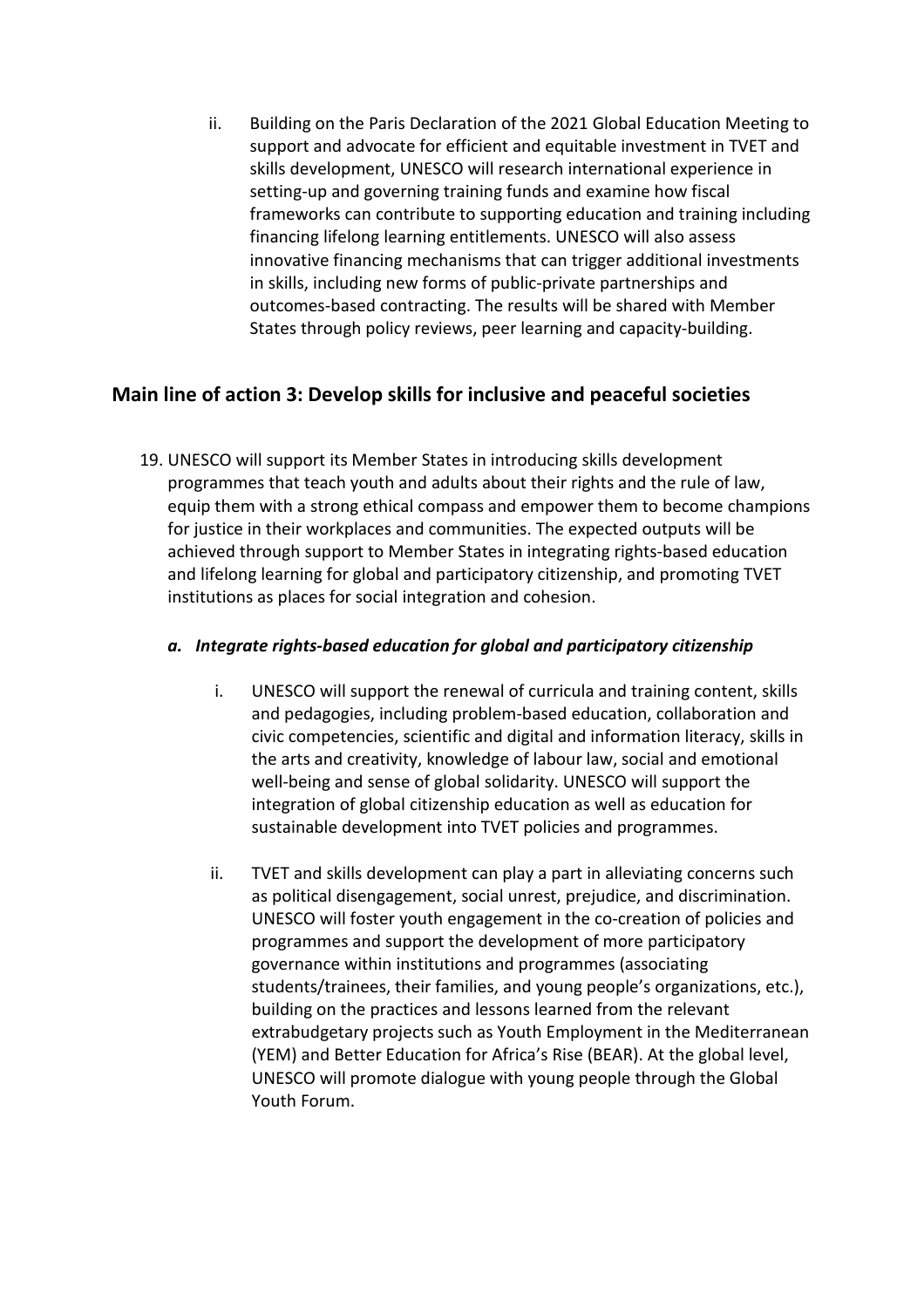ii. Building on the Paris Declaration of the 2021 Global Education Meeting to support and advocate for efficient and equitable investment in TVET and skills development, UNESCO will research international experience in setting-up and governing training funds and examine how fiscal frameworks can contribute to supporting education and training including financing lifelong learning entitlements. UNESCO will also assess innovative financing mechanisms that can trigger additional investments in skills, including new forms of public-private partnerships and outcomes-based contracting. The results will be shared with Member States through policy reviews, peer learning and capacity-building.

## Main line of action 3: Develop skills for inclusive and peaceful societies

19. UNESCO will support its Member States in introducing skills development programmes that teach youth and adults about their rights and the rule of law, equip them with a strong ethical compass and empower them to become champions for justice in their workplaces and communities. The expected outputs will be achieved through support to Member States in integrating rights-based education and lifelong learning for global and participatory citizenship, and promoting TVET institutions as places for social integration and cohesion.

### *a. Integrate rights-based education for global and participatory citizenship*

i. UNESCO will support the renewal of curricula and training content, skills and pedagogies, including problem-based education, collaboration and civic competencies, scientific and digital and information literacy, skills in the arts and creativity, knowledge of labour law, social and emotional well-being and sense of global solidarity. UNESCO will support the integration of global citizenship education as well as education for sustainable development into TVET policies and programmes.

ii. TVET and skills development can play a part in alleviating concerns such as political disengagement, social unrest, prejudice, and discrimination. UNESCO will foster youth engagement in the co-creation of policies and programmes and support the development of more participatory governance within institutions and programmes (associating students/trainees, their families, and young people's organizations, etc.), building on the practices and lessons learned from the relevant extrabudgetary projects such as Youth Employment in the Mediterranean (YEM) and Better Education for Africa's Rise (BEAR). At the global level, UNESCO will promote dialogue with young people through the Global Youth Forum.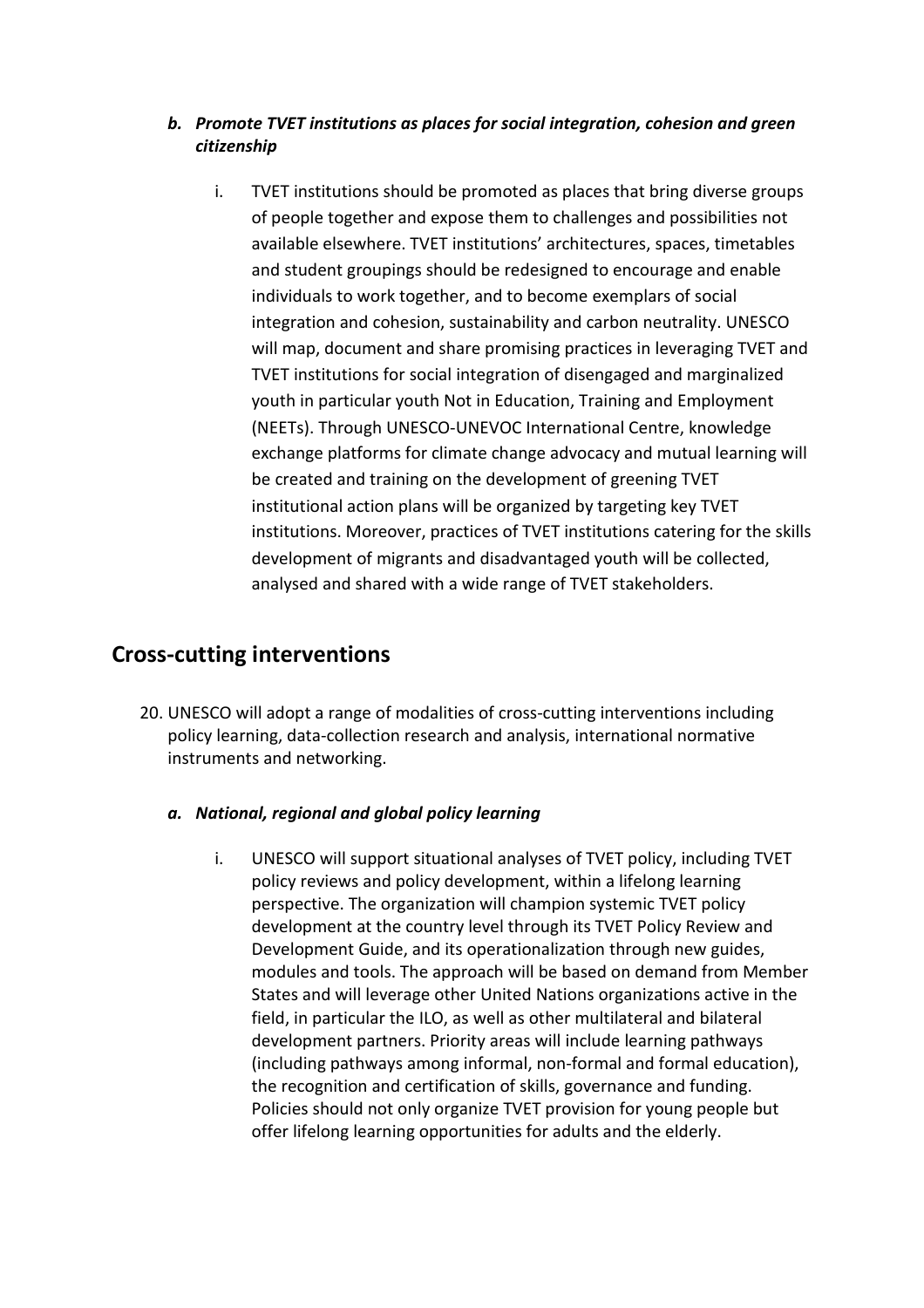### *b. Promote TVET institutions as places for social integration, cohesion and green citizenship*

i. TVET institutions should be promoted as places that bring diverse groups of people together and expose them to challenges and possibilities not available elsewhere. TVET institutions' architectures, spaces, timetables and student groupings should be redesigned to encourage and enable individuals to work together, and to become exemplars of social integration and cohesion, sustainability and carbon neutrality. UNESCO will map, document and share promising practices in leveraging TVET and TVET institutions for social integration of disengaged and marginalized youth in particular youth Not in Education, Training and Employment (NEETs). Through UNESCO-UNEVOC International Centre, knowledge exchange platforms for climate change advocacy and mutual learning will be created and training on the development of greening TVET institutional action plans will be organized by targeting key TVET institutions. Moreover, practices of TVET institutions catering for the skills development of migrants and disadvantaged youth will be collected, analysed and shared with a wide range of TVET stakeholders.

## Cross-cutting interventions

20. UNESCO will adopt a range of modalities of cross-cutting interventions including policy learning, data-collection research and analysis, international normative instruments and networking.

### *a. National, regional and global policy learning*

i. UNESCO will support situational analyses of TVET policy, including TVET policy reviews and policy development, within a lifelong learning perspective. The organization will champion systemic TVET policy development at the country level through its TVET Policy Review and Development Guide, and its operationalization through new guides, modules and tools. The approach will be based on demand from Member States and will leverage other United Nations organizations active in the field, in particular the ILO, as well as other multilateral and bilateral development partners. Priority areas will include learning pathways (including pathways among informal, non-formal and formal education), the recognition and certification of skills, governance and funding. Policies should not only organize TVET provision for young people but offer lifelong learning opportunities for adults and the elderly.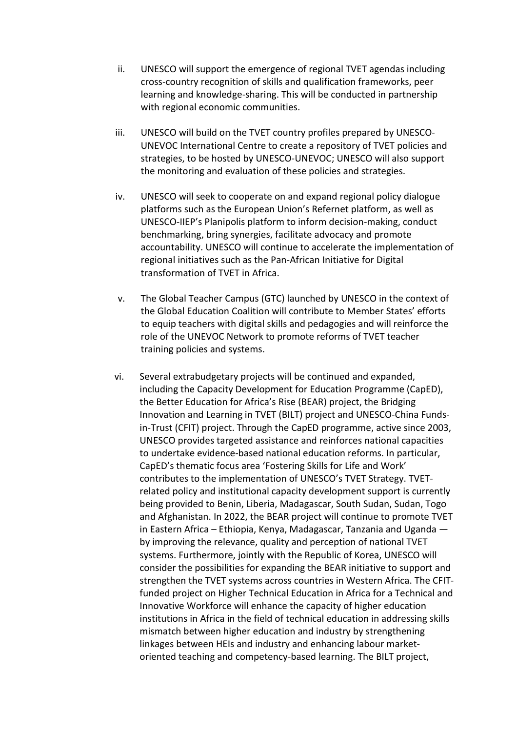ii. UNESCO will support the emergence of regional TVET agendas including cross-country recognition of skills and qualification frameworks, peer learning and knowledge-sharing. This will be conducted in partnership with regional economic communities.

iii. UNESCO will build on the TVET country profiles prepared by UNESCO-UNEVOC International Centre to create a repository of TVET policies and strategies, to be hosted by UNESCO-UNEVOC; UNESCO will also support the monitoring and evaluation of these policies and strategies.

iv. UNESCO will seek to cooperate on and expand regional policy dialogue platforms such as the European Union's Refernet platform, as well as UNESCO-IIEP's Planipolis platform to inform decision-making, conduct benchmarking, bring synergies, facilitate advocacy and promote accountability. UNESCO will continue to accelerate the implementation of regional initiatives such as the Pan-African Initiative for Digital transformation of TVET in Africa.

v. The Global Teacher Campus (GTC) launched by UNESCO in the context of the Global Education Coalition will contribute to Member States' efforts to equip teachers with digital skills and pedagogies and will reinforce the role of the UNEVOC Network to promote reforms of TVET teacher training policies and systems.

vi. Several extrabudgetary projects will be continued and expanded, including the Capacity Development for Education Programme (CapED), the Better Education for Africa's Rise (BEAR) project, the Bridging Innovation and Learning in TVET (BILT) project and UNESCO-China Funds-in-Trust (CFIT) project. Through the CapED programme, active since 2003, UNESCO provides targeted assistance and reinforces national capacities to undertake evidence-based national education reforms. In particular, CapED's thematic focus area 'Fostering Skills for Life and Work' contributes to the implementation of UNESCO's TVET Strategy. TVET-related policy and institutional capacity development support is currently being provided to Benin, Liberia, Madagascar, South Sudan, Sudan, Togo and Afghanistan. In 2022, the BEAR project will continue to promote TVET in Eastern Africa – Ethiopia, Kenya, Madagascar, Tanzania and Uganda — by improving the relevance, quality and perception of national TVET systems. Furthermore, jointly with the Republic of Korea, UNESCO will consider the possibilities for expanding the BEAR initiative to support and strengthen the TVET systems across countries in Western Africa. The CFIT-funded project on Higher Technical Education in Africa for a Technical and Innovative Workforce will enhance the capacity of higher education institutions in Africa in the field of technical education in addressing skills mismatch between higher education and industry by strengthening linkages between HEIs and industry and enhancing labour market-oriented teaching and competency-based learning. The BILT project,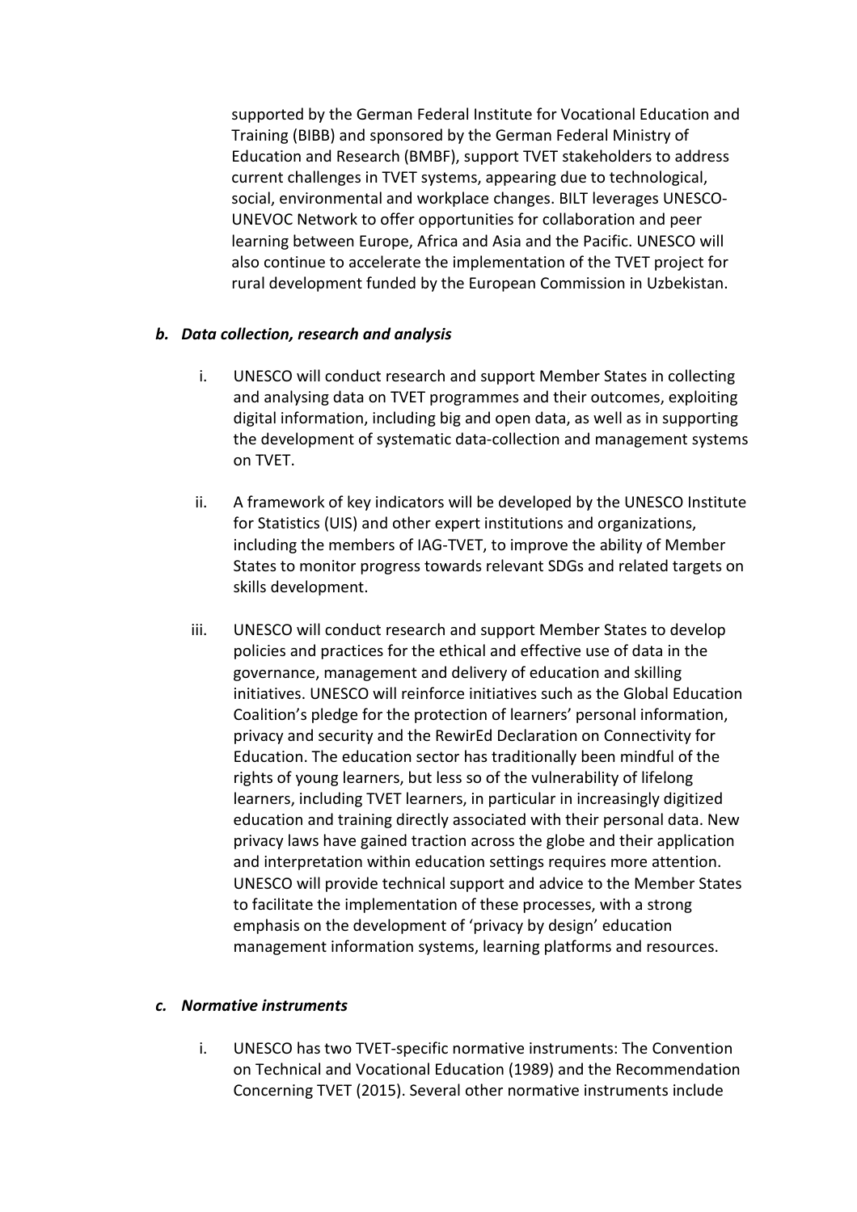supported by the German Federal Institute for Vocational Education and Training (BIBB) and sponsored by the German Federal Ministry of Education and Research (BMBF), support TVET stakeholders to address current challenges in TVET systems, appearing due to technological, social, environmental and workplace changes. BILT leverages UNESCO-UNEVOC Network to offer opportunities for collaboration and peer learning between Europe, Africa and Asia and the Pacific. UNESCO will also continue to accelerate the implementation of the TVET project for rural development funded by the European Commission in Uzbekistan.

### *b. Data collection, research and analysis*

i. UNESCO will conduct research and support Member States in collecting and analysing data on TVET programmes and their outcomes, exploiting digital information, including big and open data, as well as in supporting the development of systematic data-collection and management systems on TVET.

ii. A framework of key indicators will be developed by the UNESCO Institute for Statistics (UIS) and other expert institutions and organizations, including the members of IAG-TVET, to improve the ability of Member States to monitor progress towards relevant SDGs and related targets on skills development.

iii. UNESCO will conduct research and support Member States to develop policies and practices for the ethical and effective use of data in the governance, management and delivery of education and skilling initiatives. UNESCO will reinforce initiatives such as the Global Education Coalition's pledge for the protection of learners' personal information, privacy and security and the RewirEd Declaration on Connectivity for Education. The education sector has traditionally been mindful of the rights of young learners, but less so of the vulnerability of lifelong learners, including TVET learners, in particular in increasingly digitized education and training directly associated with their personal data. New privacy laws have gained traction across the globe and their application and interpretation within education settings requires more attention. UNESCO will provide technical support and advice to the Member States to facilitate the implementation of these processes, with a strong emphasis on the development of 'privacy by design' education management information systems, learning platforms and resources.

### *c. Normative instruments*

i. UNESCO has two TVET-specific normative instruments: The Convention on Technical and Vocational Education (1989) and the Recommendation Concerning TVET (2015). Several other normative instruments include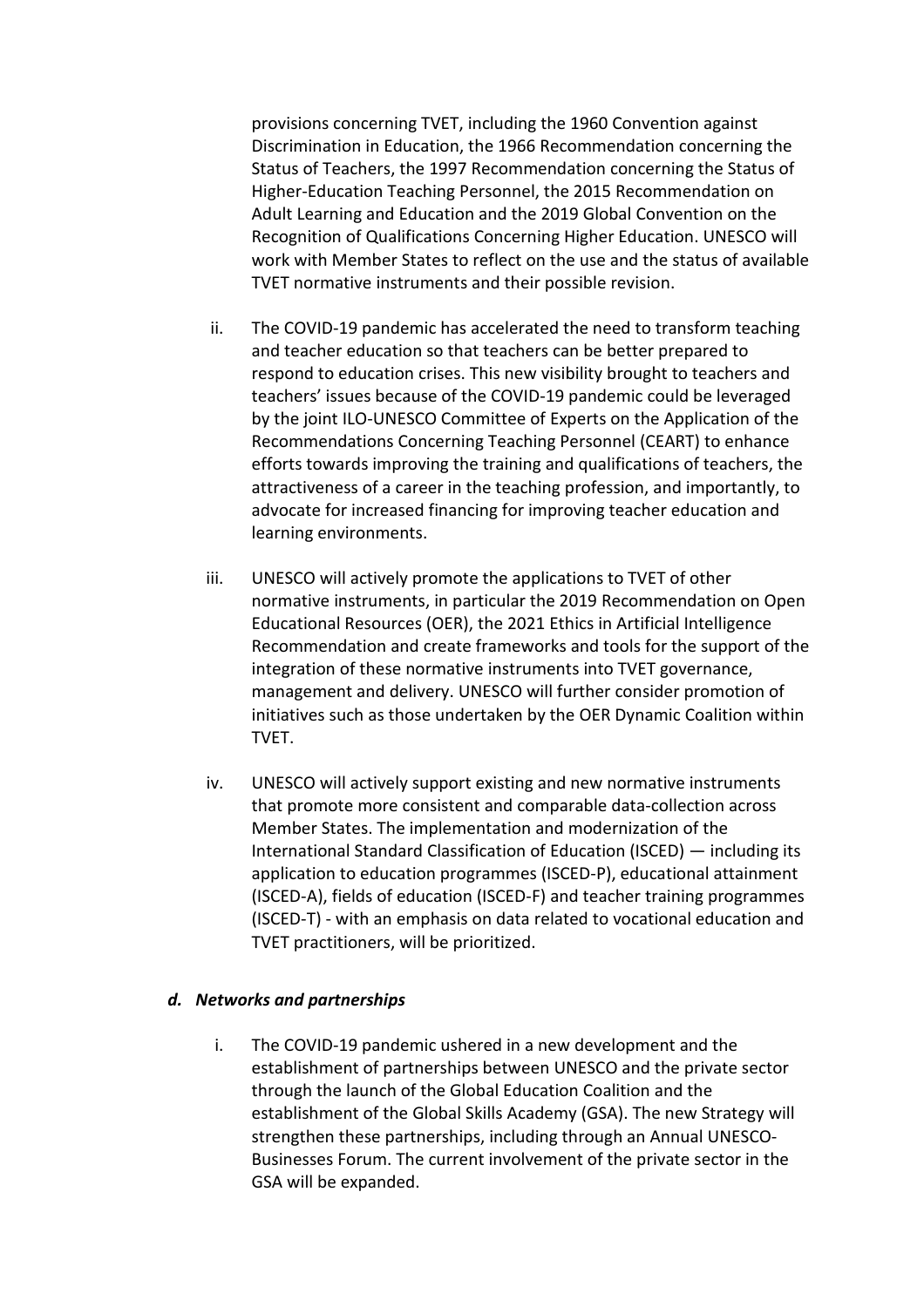provisions concerning TVET, including the 1960 Convention against Discrimination in Education, the 1966 Recommendation concerning the Status of Teachers, the 1997 Recommendation concerning the Status of Higher-Education Teaching Personnel, the 2015 Recommendation on Adult Learning and Education and the 2019 Global Convention on the Recognition of Qualifications Concerning Higher Education. UNESCO will work with Member States to reflect on the use and the status of available TVET normative instruments and their possible revision.

ii. The COVID-19 pandemic has accelerated the need to transform teaching and teacher education so that teachers can be better prepared to respond to education crises. This new visibility brought to teachers and teachers' issues because of the COVID-19 pandemic could be leveraged by the joint ILO-UNESCO Committee of Experts on the Application of the Recommendations Concerning Teaching Personnel (CEART) to enhance efforts towards improving the training and qualifications of teachers, the attractiveness of a career in the teaching profession, and importantly, to advocate for increased financing for improving teacher education and learning environments.

iii. UNESCO will actively promote the applications to TVET of other normative instruments, in particular the 2019 Recommendation on Open Educational Resources (OER), the 2021 Ethics in Artificial Intelligence Recommendation and create frameworks and tools for the support of the integration of these normative instruments into TVET governance, management and delivery. UNESCO will further consider promotion of initiatives such as those undertaken by the OER Dynamic Coalition within TVET.

iv. UNESCO will actively support existing and new normative instruments that promote more consistent and comparable data-collection across Member States. The implementation and modernization of the International Standard Classification of Education (ISCED) — including its application to education programmes (ISCED-P), educational attainment (ISCED-A), fields of education (ISCED-F) and teacher training programmes (ISCED-T) - with an emphasis on data related to vocational education and TVET practitioners, will be prioritized.

### *d. Networks and partnerships*

i. The COVID-19 pandemic ushered in a new development and the establishment of partnerships between UNESCO and the private sector through the launch of the Global Education Coalition and the establishment of the Global Skills Academy (GSA). The new Strategy will strengthen these partnerships, including through an Annual UNESCO-Businesses Forum. The current involvement of the private sector in the GSA will be expanded.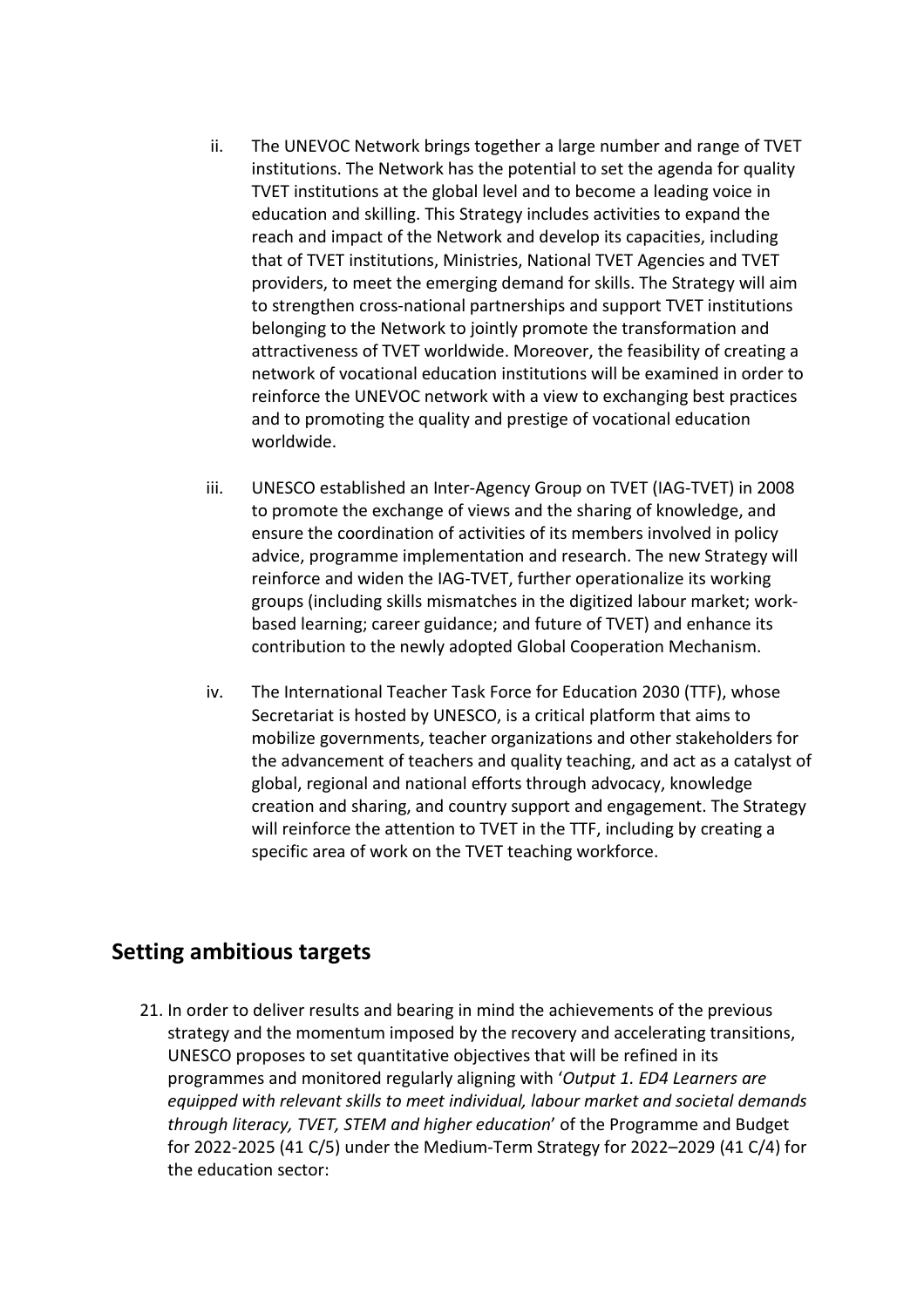ii. The UNEVOC Network brings together a large number and range of TVET institutions. The Network has the potential to set the agenda for quality TVET institutions at the global level and to become a leading voice in education and skilling. This Strategy includes activities to expand the reach and impact of the Network and develop its capacities, including that of TVET institutions, Ministries, National TVET Agencies and TVET providers, to meet the emerging demand for skills. The Strategy will aim to strengthen cross-national partnerships and support TVET institutions belonging to the Network to jointly promote the transformation and attractiveness of TVET worldwide. Moreover, the feasibility of creating a network of vocational education institutions will be examined in order to reinforce the UNEVOC network with a view to exchanging best practices and to promoting the quality and prestige of vocational education worldwide.

iii. UNESCO established an Inter-Agency Group on TVET (IAG-TVET) in 2008 to promote the exchange of views and the sharing of knowledge, and ensure the coordination of activities of its members involved in policy advice, programme implementation and research. The new Strategy will reinforce and widen the IAG-TVET, further operationalize its working groups (including skills mismatches in the digitized labour market; work-based learning; career guidance; and future of TVET) and enhance its contribution to the newly adopted Global Cooperation Mechanism.

iv. The International Teacher Task Force for Education 2030 (TTF), whose Secretariat is hosted by UNESCO, is a critical platform that aims to mobilize governments, teacher organizations and other stakeholders for the advancement of teachers and quality teaching, and act as a catalyst of global, regional and national efforts through advocacy, knowledge creation and sharing, and country support and engagement. The Strategy will reinforce the attention to TVET in the TTF, including by creating a specific area of work on the TVET teaching workforce.

## Setting ambitious targets

21. In order to deliver results and bearing in mind the achievements of the previous strategy and the momentum imposed by the recovery and accelerating transitions, UNESCO proposes to set quantitative objectives that will be refined in its programmes and monitored regularly aligning with '*Output 1. ED4 Learners are equipped with relevant skills to meet individual, labour market and societal demands through literacy, TVET, STEM and higher education*' of the Programme and Budget for 2022-2025 (41 C/5) under the Medium-Term Strategy for 2022–2029 (41 C/4) for the education sector: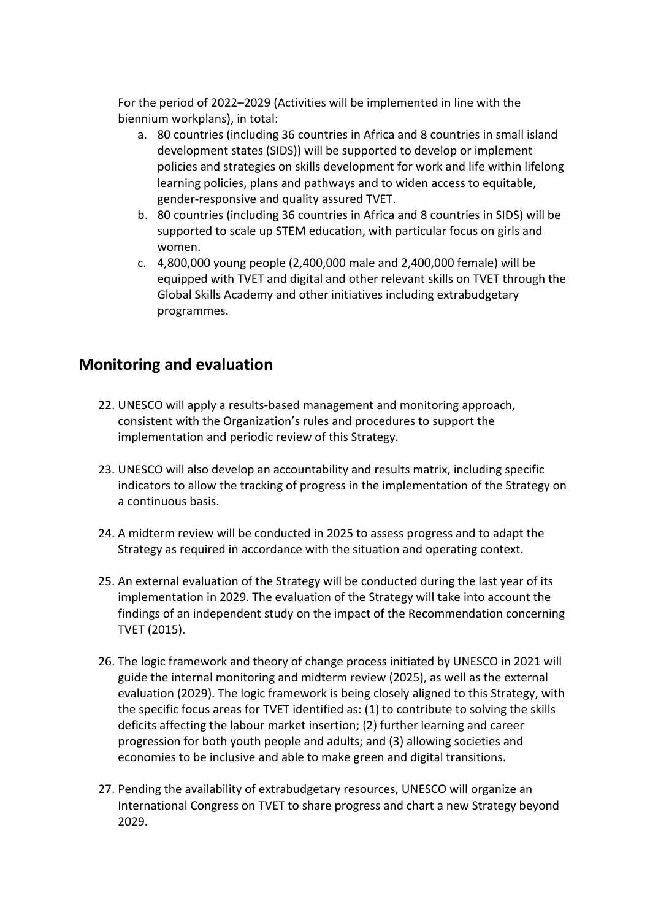For the period of 2022–2029 (Activities will be implemented in line with the biennium workplans), in total:

a. 80 countries (including 36 countries in Africa and 8 countries in small island development states (SIDS)) will be supported to develop or implement policies and strategies on skills development for work and life within lifelong learning policies, plans and pathways and to widen access to equitable, gender-responsive and quality assured TVET.
b. 80 countries (including 36 countries in Africa and 8 countries in SIDS) will be supported to scale up STEM education, with particular focus on girls and women.
c. 4,800,000 young people (2,400,000 male and 2,400,000 female) will be equipped with TVET and digital and other relevant skills on TVET through the Global Skills Academy and other initiatives including extrabudgetary programmes.

## Monitoring and evaluation

22. UNESCO will apply a results-based management and monitoring approach, consistent with the Organization's rules and procedures to support the implementation and periodic review of this Strategy.

23. UNESCO will also develop an accountability and results matrix, including specific indicators to allow the tracking of progress in the implementation of the Strategy on a continuous basis.

24. A midterm review will be conducted in 2025 to assess progress and to adapt the Strategy as required in accordance with the situation and operating context.

25. An external evaluation of the Strategy will be conducted during the last year of its implementation in 2029. The evaluation of the Strategy will take into account the findings of an independent study on the impact of the Recommendation concerning TVET (2015).

26. The logic framework and theory of change process initiated by UNESCO in 2021 will guide the internal monitoring and midterm review (2025), as well as the external evaluation (2029). The logic framework is being closely aligned to this Strategy, with the specific focus areas for TVET identified as: (1) to contribute to solving the skills deficits affecting the labour market insertion; (2) further learning and career progression for both youth people and adults; and (3) allowing societies and economies to be inclusive and able to make green and digital transitions.

27. Pending the availability of extrabudgetary resources, UNESCO will organize an International Congress on TVET to share progress and chart a new Strategy beyond 2029.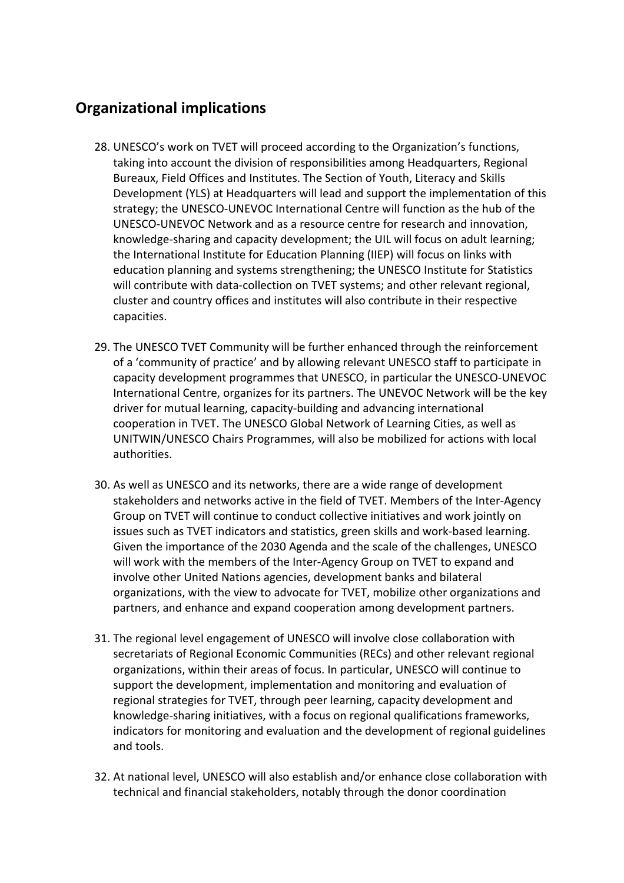## Organizational implications

28. UNESCO's work on TVET will proceed according to the Organization's functions, taking into account the division of responsibilities among Headquarters, Regional Bureaux, Field Offices and Institutes. The Section of Youth, Literacy and Skills Development (YLS) at Headquarters will lead and support the implementation of this strategy; the UNESCO-UNEVOC International Centre will function as the hub of the UNESCO-UNEVOC Network and as a resource centre for research and innovation, knowledge-sharing and capacity development; the UIL will focus on adult learning; the International Institute for Education Planning (IIEP) will focus on links with education planning and systems strengthening; the UNESCO Institute for Statistics will contribute with data-collection on TVET systems; and other relevant regional, cluster and country offices and institutes will also contribute in their respective capacities.

29. The UNESCO TVET Community will be further enhanced through the reinforcement of a 'community of practice' and by allowing relevant UNESCO staff to participate in capacity development programmes that UNESCO, in particular the UNESCO-UNEVOC International Centre, organizes for its partners. The UNEVOC Network will be the key driver for mutual learning, capacity-building and advancing international cooperation in TVET. The UNESCO Global Network of Learning Cities, as well as UNITWIN/UNESCO Chairs Programmes, will also be mobilized for actions with local authorities.

30. As well as UNESCO and its networks, there are a wide range of development stakeholders and networks active in the field of TVET. Members of the Inter-Agency Group on TVET will continue to conduct collective initiatives and work jointly on issues such as TVET indicators and statistics, green skills and work-based learning. Given the importance of the 2030 Agenda and the scale of the challenges, UNESCO will work with the members of the Inter-Agency Group on TVET to expand and involve other United Nations agencies, development banks and bilateral organizations, with the view to advocate for TVET, mobilize other organizations and partners, and enhance and expand cooperation among development partners.

31. The regional level engagement of UNESCO will involve close collaboration with secretariats of Regional Economic Communities (RECs) and other relevant regional organizations, within their areas of focus. In particular, UNESCO will continue to support the development, implementation and monitoring and evaluation of regional strategies for TVET, through peer learning, capacity development and knowledge-sharing initiatives, with a focus on regional qualifications frameworks, indicators for monitoring and evaluation and the development of regional guidelines and tools.

32. At national level, UNESCO will also establish and/or enhance close collaboration with technical and financial stakeholders, notably through the donor coordination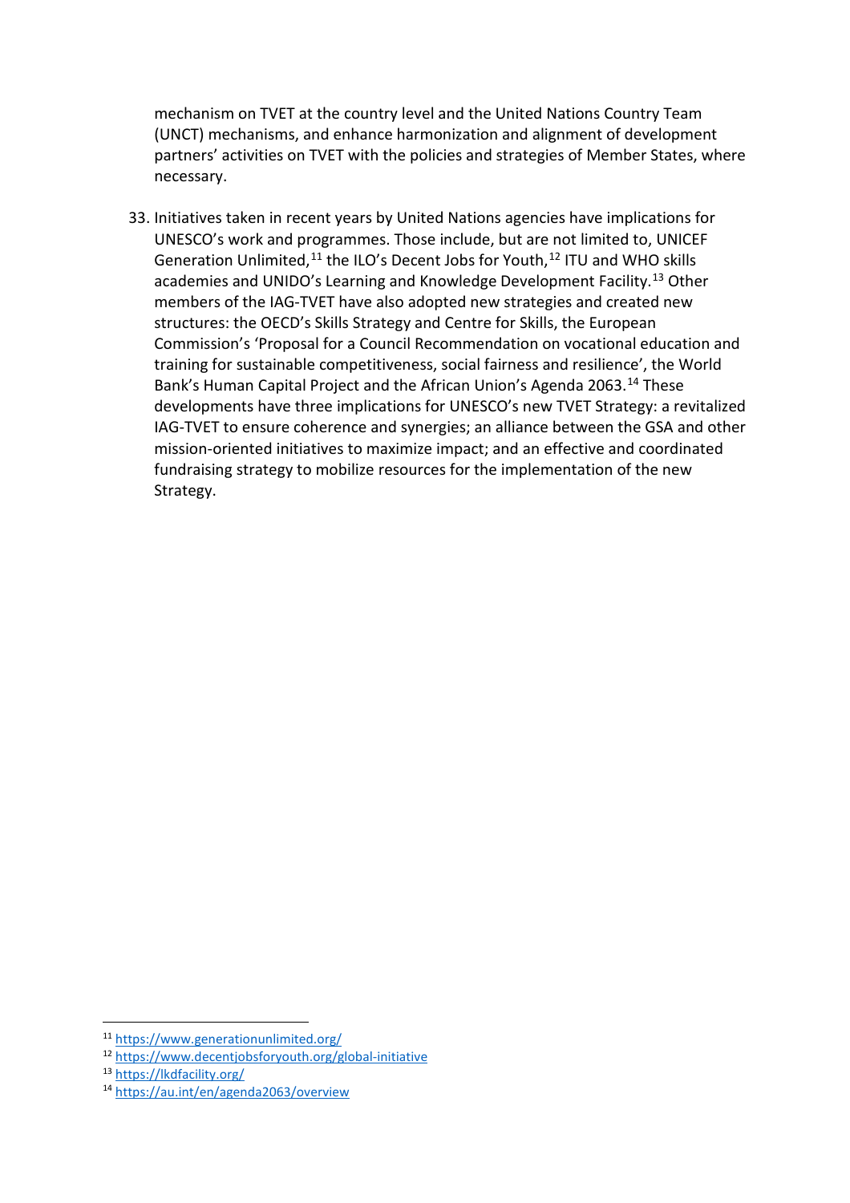mechanism on TVET at the country level and the United Nations Country Team (UNCT) mechanisms, and enhance harmonization and alignment of development partners' activities on TVET with the policies and strategies of Member States, where necessary.

33. Initiatives taken in recent years by United Nations agencies have implications for UNESCO's work and programmes. Those include, but are not limited to, UNICEF Generation Unlimited,[11] the ILO's Decent Jobs for Youth,[12] ITU and WHO skills academies and UNIDO's Learning and Knowledge Development Facility.[13] Other members of the IAG-TVET have also adopted new strategies and created new structures: the OECD's Skills Strategy and Centre for Skills, the European Commission's 'Proposal for a Council Recommendation on vocational education and training for sustainable competitiveness, social fairness and resilience', the World Bank's Human Capital Project and the African Union's Agenda 2063.[14] These developments have three implications for UNESCO's new TVET Strategy: a revitalized IAG-TVET to ensure coherence and synergies; an alliance between the GSA and other mission-oriented initiatives to maximize impact; and an effective and coordinated fundraising strategy to mobilize resources for the implementation of the new Strategy.

---

[11] https://www.generationunlimited.org/

[12] https://www.decentjobsforyouth.org/global-initiative

[13] https://lkdfacility.org/

[14] https://au.int/en/agenda2063/overview